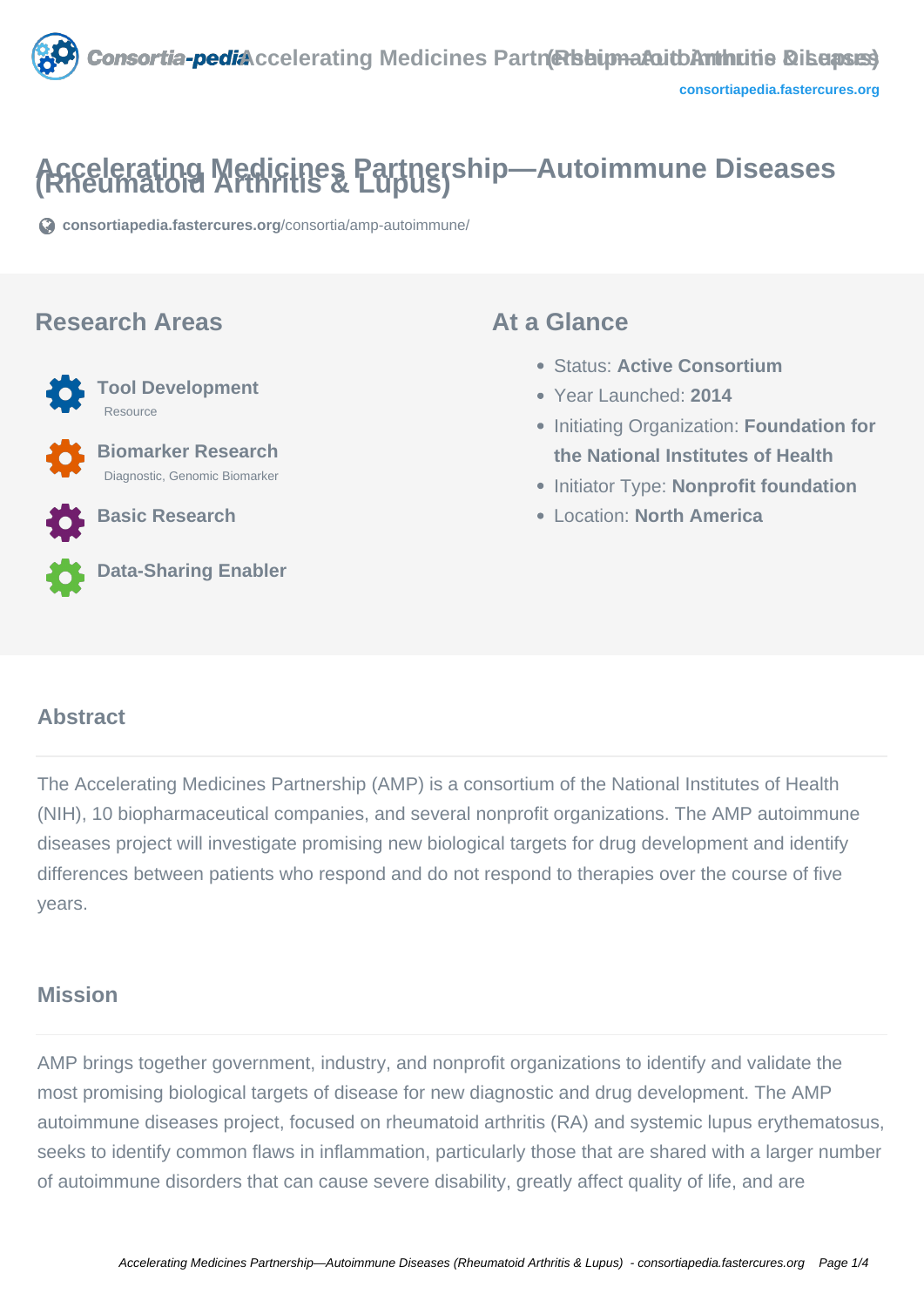# Accelerating Medicines Partnership—Autoimmune Diseases (Rheumatoid Arthritis & Lupus)

consortiapedia.fastercures.org/consortia/amp-autoimmune/

## Research Areas

**Tool Development**
Resource

**Biomarker Research**
Diagnostic, Genomic Biomarker

**Basic Research**

**Data-Sharing Enabler**

## At a Glance

- Status: **Active Consortium**
- Year Launched: **2014**
- Initiating Organization: **Foundation for the National Institutes of Health**
- Initiator Type: **Nonprofit foundation**
- Location: **North America**

## Abstract

The Accelerating Medicines Partnership (AMP) is a consortium of the National Institutes of Health (NIH), 10 biopharmaceutical companies, and several nonprofit organizations. The AMP autoimmune diseases project will investigate promising new biological targets for drug development and identify differences between patients who respond and do not respond to therapies over the course of five years.

## Mission

AMP brings together government, industry, and nonprofit organizations to identify and validate the most promising biological targets of disease for new diagnostic and drug development. The AMP autoimmune diseases project, focused on rheumatoid arthritis (RA) and systemic lupus erythematosus, seeks to identify common flaws in inflammation, particularly those that are shared with a larger number of autoimmune disorders that can cause severe disability, greatly affect quality of life, and are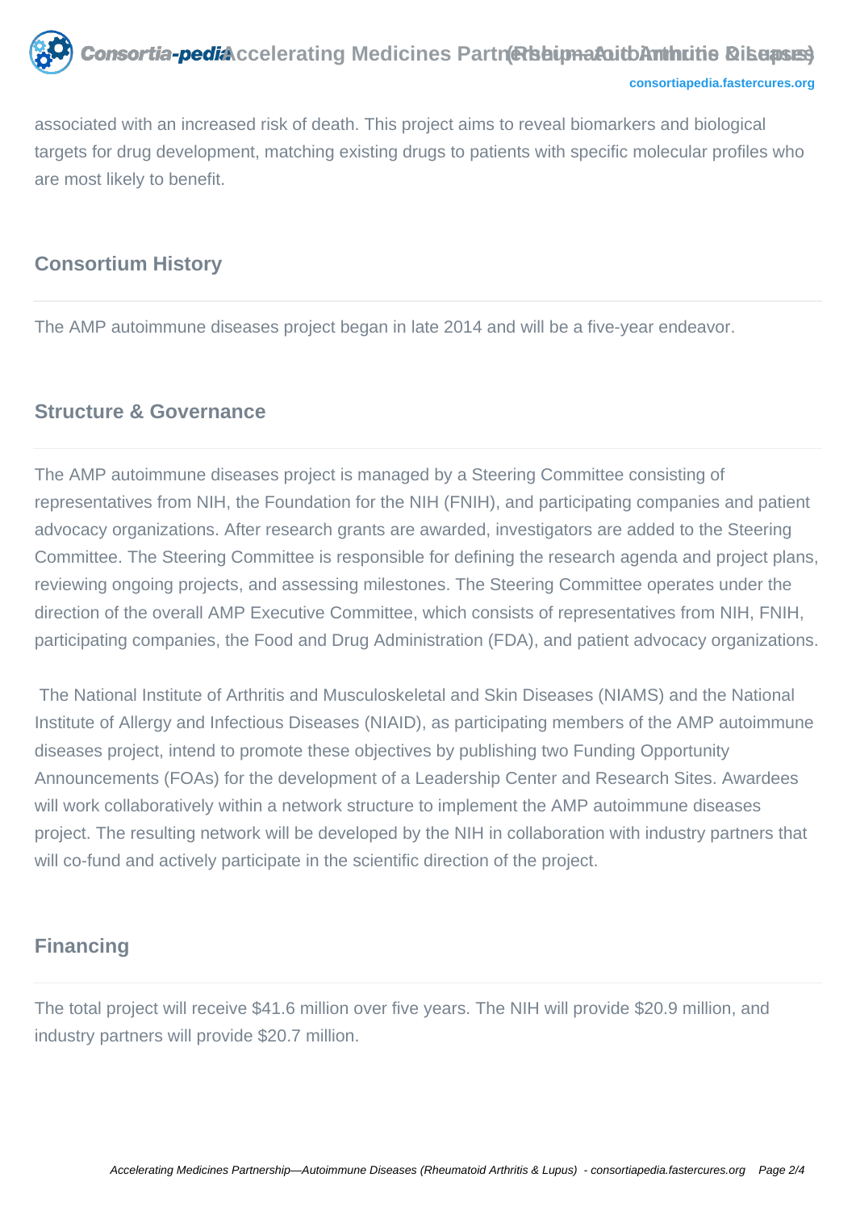associated with an increased risk of death. This project aims to reveal biomarkers and biological targets for drug development, matching existing drugs to patients with specific molecular profiles who are most likely to benefit.

## Consortium History

The AMP autoimmune diseases project began in late 2014 and will be a five-year endeavor.

## Structure & Governance

The AMP autoimmune diseases project is managed by a Steering Committee consisting of representatives from NIH, the Foundation for the NIH (FNIH), and participating companies and patient advocacy organizations. After research grants are awarded, investigators are added to the Steering Committee. The Steering Committee is responsible for defining the research agenda and project plans, reviewing ongoing projects, and assessing milestones. The Steering Committee operates under the direction of the overall AMP Executive Committee, which consists of representatives from NIH, FNIH, participating companies, the Food and Drug Administration (FDA), and patient advocacy organizations.

The National Institute of Arthritis and Musculoskeletal and Skin Diseases (NIAMS) and the National Institute of Allergy and Infectious Diseases (NIAID), as participating members of the AMP autoimmune diseases project, intend to promote these objectives by publishing two Funding Opportunity Announcements (FOAs) for the development of a Leadership Center and Research Sites. Awardees will work collaboratively within a network structure to implement the AMP autoimmune diseases project. The resulting network will be developed by the NIH in collaboration with industry partners that will co-fund and actively participate in the scientific direction of the project.

## Financing

The total project will receive $41.6 million over five years. The NIH will provide $20.9 million, and industry partners will provide $20.7 million.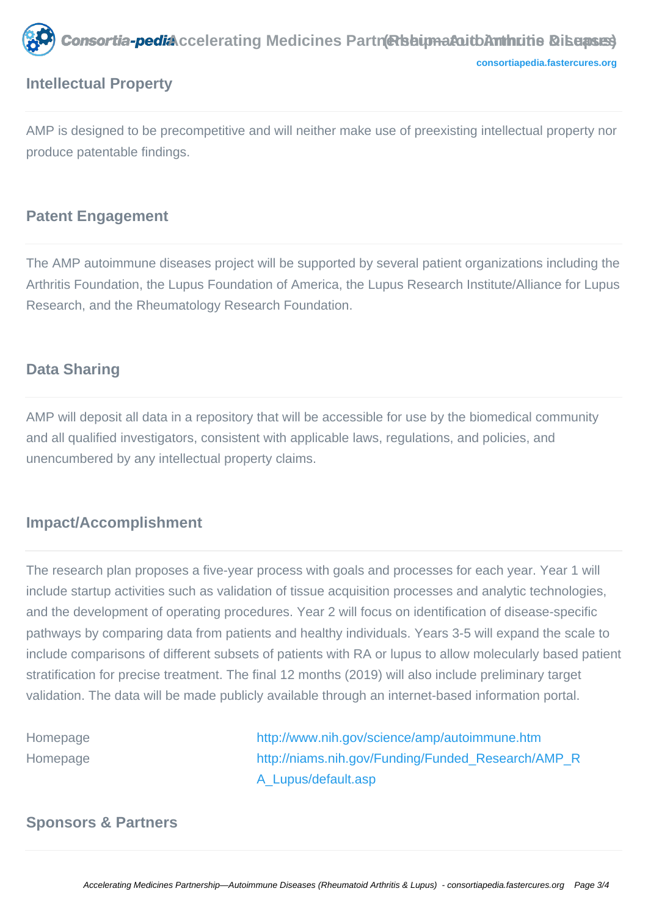## Intellectual Property

AMP is designed to be precompetitive and will neither make use of preexisting intellectual property nor produce patentable findings.

## Patent Engagement

The AMP autoimmune diseases project will be supported by several patient organizations including the Arthritis Foundation, the Lupus Foundation of America, the Lupus Research Institute/Alliance for Lupus Research, and the Rheumatology Research Foundation.

## Data Sharing

AMP will deposit all data in a repository that will be accessible for use by the biomedical community and all qualified investigators, consistent with applicable laws, regulations, and policies, and unencumbered by any intellectual property claims.

## Impact/Accomplishment

The research plan proposes a five-year process with goals and processes for each year. Year 1 will include startup activities such as validation of tissue acquisition processes and analytic technologies, and the development of operating procedures. Year 2 will focus on identification of disease-specific pathways by comparing data from patients and healthy individuals. Years 3-5 will expand the scale to include comparisons of different subsets of patients with RA or lupus to allow molecularly based patient stratification for precise treatment. The final 12 months (2019) will also include preliminary target validation. The data will be made publicly available through an internet-based information portal.

Homepage http://www.nih.gov/science/amp/autoimmune.htm

Homepage http://niams.nih.gov/Funding/Funded_Research/AMP_RA_Lupus/default.asp

## Sponsors & Partners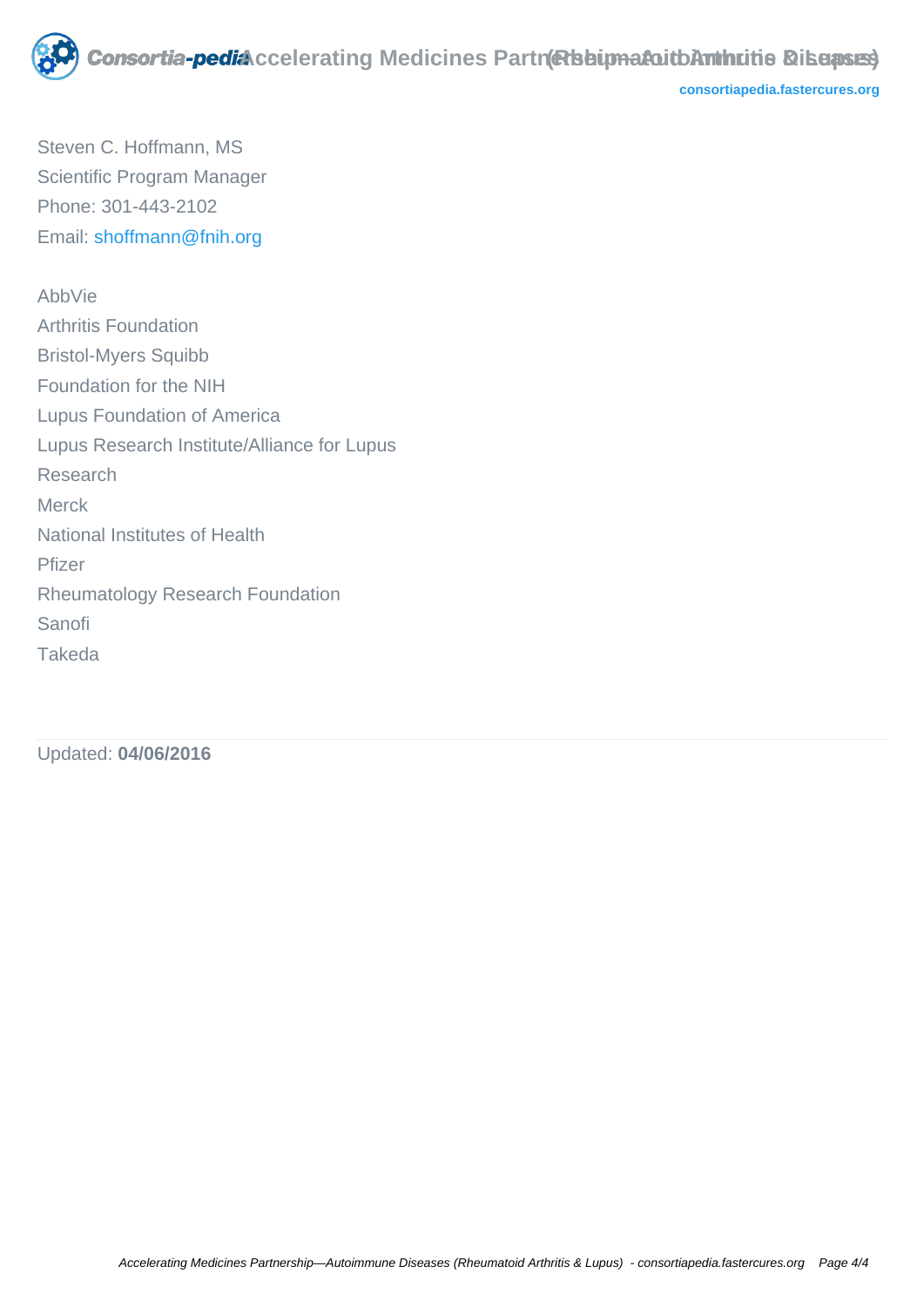Steven C. Hoffmann, MS
Scientific Program Manager
Phone: 301-443-2102
Email: shoffmann@fnih.org

AbbVie
Arthritis Foundation
Bristol-Myers Squibb
Foundation for the NIH
Lupus Foundation of America
Lupus Research Institute/Alliance for Lupus Research
Merck
National Institutes of Health
Pfizer
Rheumatology Research Foundation
Sanofi
Takeda

Updated: **04/06/2016**